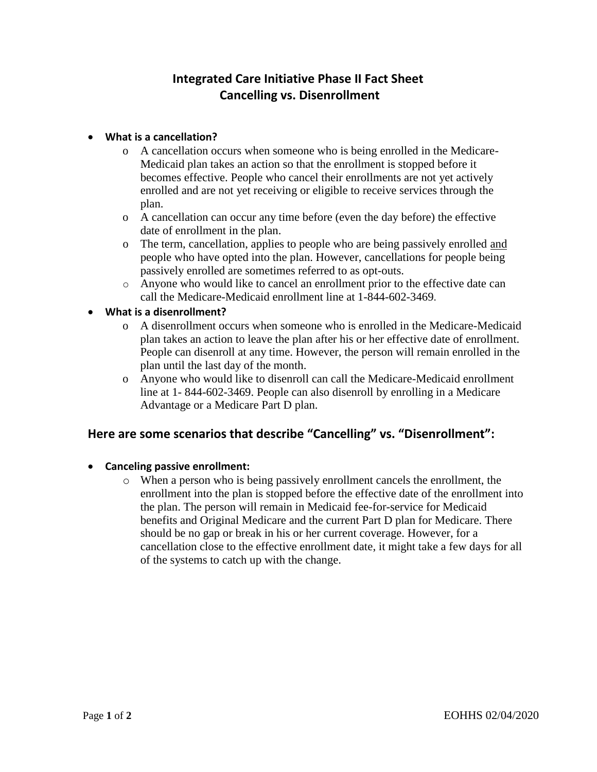# Integrated Care Initiative Phase II Fact Sheet
# Cancelling vs. Disenrollment

- **What is a cancellation?**
  - A cancellation occurs when someone who is being enrolled in the Medicare-Medicaid plan takes an action so that the enrollment is stopped before it becomes effective. People who cancel their enrollments are not yet actively enrolled and are not yet receiving or eligible to receive services through the plan.
  - A cancellation can occur any time before (even the day before) the effective date of enrollment in the plan.
  - The term, cancellation, applies to people who are being passively enrolled <u>and</u> people who have opted into the plan. However, cancellations for people being passively enrolled are sometimes referred to as opt-outs.
  - Anyone who would like to cancel an enrollment prior to the effective date can call the Medicare-Medicaid enrollment line at 1-844-602-3469.
- **What is a disenrollment?**
  - A disenrollment occurs when someone who is enrolled in the Medicare-Medicaid plan takes an action to leave the plan after his or her effective date of enrollment. People can disenroll at any time. However, the person will remain enrolled in the plan until the last day of the month.
  - Anyone who would like to disenroll can call the Medicare-Medicaid enrollment line at 1- 844-602-3469. People can also disenroll by enrolling in a Medicare Advantage or a Medicare Part D plan.

## Here are some scenarios that describe "Cancelling" vs. "Disenrollment":

- **Canceling passive enrollment:**
  - When a person who is being passively enrollment cancels the enrollment, the enrollment into the plan is stopped before the effective date of the enrollment into the plan. The person will remain in Medicaid fee-for-service for Medicaid benefits and Original Medicare and the current Part D plan for Medicare. There should be no gap or break in his or her current coverage. However, for a cancellation close to the effective enrollment date, it might take a few days for all of the systems to catch up with the change.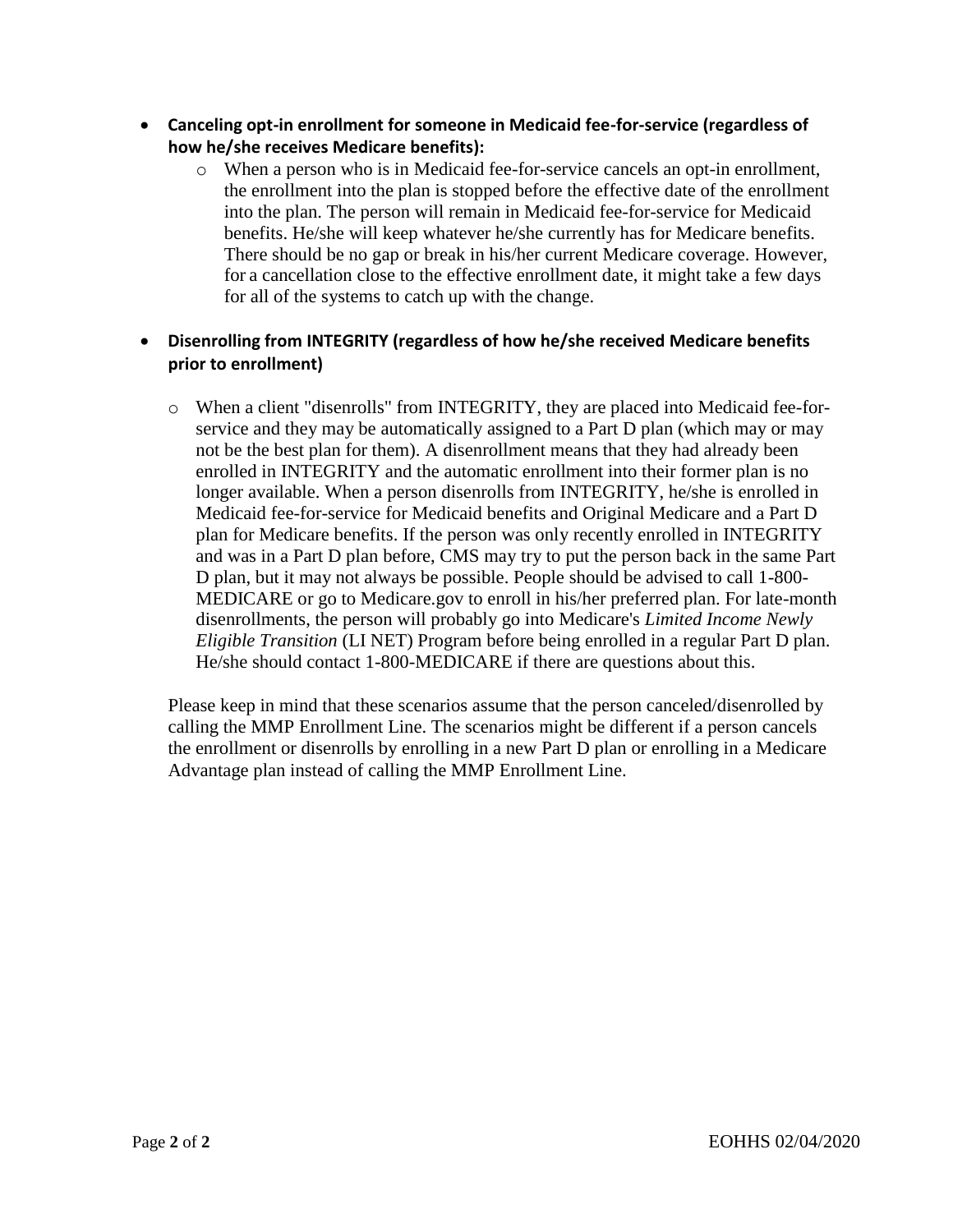- **Canceling opt-in enrollment for someone in Medicaid fee-for-service (regardless of how he/she receives Medicare benefits):**
    - When a person who is in Medicaid fee-for-service cancels an opt-in enrollment, the enrollment into the plan is stopped before the effective date of the enrollment into the plan. The person will remain in Medicaid fee-for-service for Medicaid benefits. He/she will keep whatever he/she currently has for Medicare benefits. There should be no gap or break in his/her current Medicare coverage. However, for a cancellation close to the effective enrollment date, it might take a few days for all of the systems to catch up with the change.

- **Disenrolling from INTEGRITY (regardless of how he/she received Medicare benefits prior to enrollment)**
    - When a client "disenrolls" from INTEGRITY, they are placed into Medicaid fee-for-service and they may be automatically assigned to a Part D plan (which may or may not be the best plan for them). A disenrollment means that they had already been enrolled in INTEGRITY and the automatic enrollment into their former plan is no longer available. When a person disenrolls from INTEGRITY, he/she is enrolled in Medicaid fee-for-service for Medicaid benefits and Original Medicare and a Part D plan for Medicare benefits. If the person was only recently enrolled in INTEGRITY and was in a Part D plan before, CMS may try to put the person back in the same Part D plan, but it may not always be possible. People should be advised to call 1-800-MEDICARE or go to Medicare.gov to enroll in his/her preferred plan. For late-month disenrollments, the person will probably go into Medicare's *Limited Income Newly Eligible Transition* (LI NET) Program before being enrolled in a regular Part D plan. He/she should contact 1-800-MEDICARE if there are questions about this.

Please keep in mind that these scenarios assume that the person canceled/disenrolled by calling the MMP Enrollment Line. The scenarios might be different if a person cancels the enrollment or disenrolls by enrolling in a new Part D plan or enrolling in a Medicare Advantage plan instead of calling the MMP Enrollment Line.

EOHHS 02/04/2020